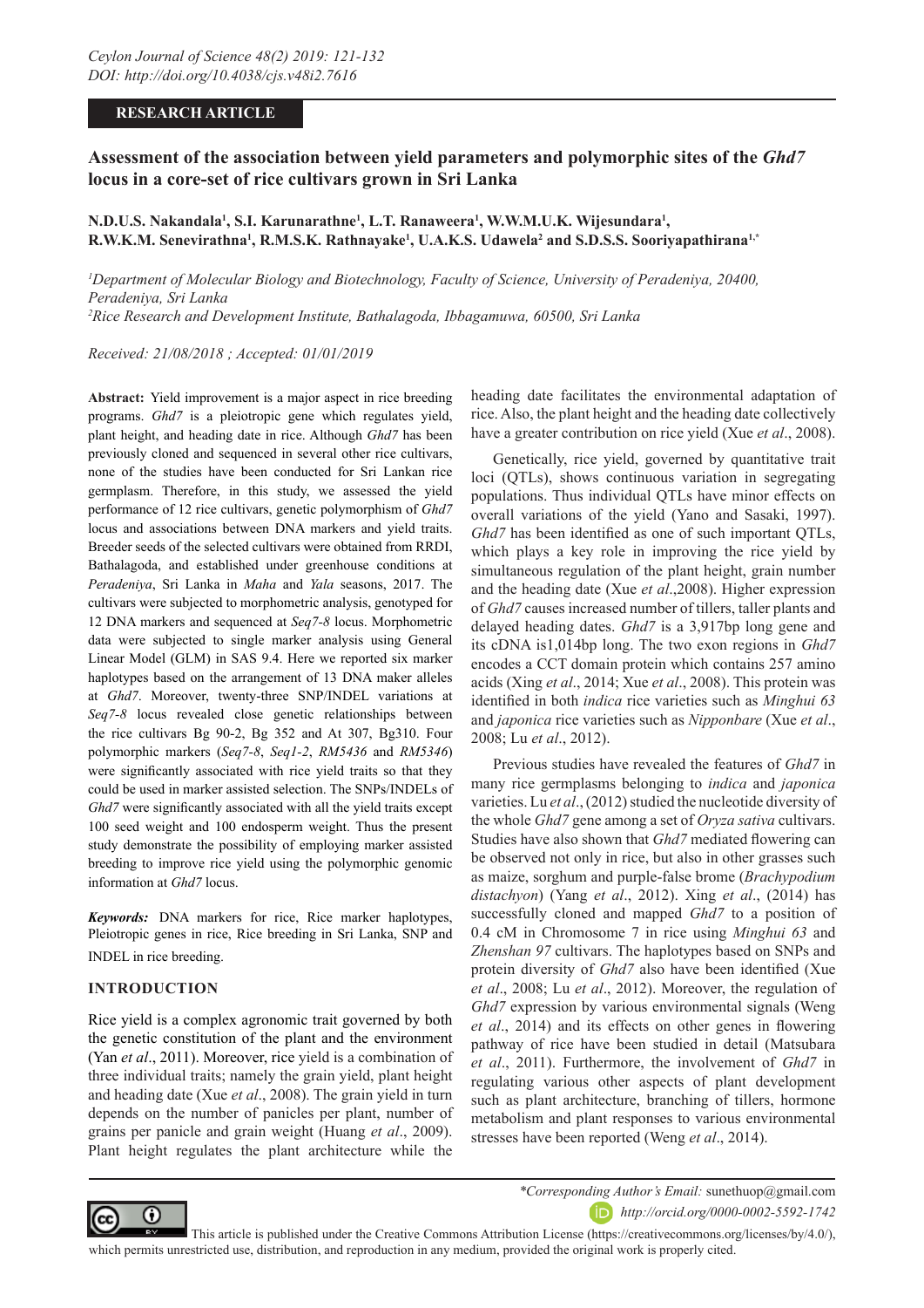**RESEARCH ARTICLE**

# Assessment of the association between yield parameters and polymorphic sites of the *Ghd7* locus in a core-set of rice cultivars grown in Sri Lanka

**N.D.U.S. Nakandala[1], S.I. Karunarathne[1], L.T. Ranaweera[1], W.W.M.U.K. Wijesundara[1], R.W.K.M. Senevirathna[1], R.M.S.K. Rathnayake[1], U.A.K.S. Udawela[2] and S.D.S.S. Sooriyapathirana[1,*]**

[1]*Department of Molecular Biology and Biotechnology, Faculty of Science, University of Peradeniya, 20400, Peradeniya, Sri Lanka*
[2]*Rice Research and Development Institute, Bathalagoda, Ibbagamuwa, 60500, Sri Lanka*

*Received: 21/08/2018 ; Accepted: 01/01/2019*

**Abstract:** Yield improvement is a major aspect in rice breeding programs. *Ghd7* is a pleiotropic gene which regulates yield, plant height, and heading date in rice. Although *Ghd7* has been previously cloned and sequenced in several other rice cultivars, none of the studies have been conducted for Sri Lankan rice germplasm. Therefore, in this study, we assessed the yield performance of 12 rice cultivars, genetic polymorphism of *Ghd7* locus and associations between DNA markers and yield traits. Breeder seeds of the selected cultivars were obtained from RRDI, Bathalagoda, and established under greenhouse conditions at *Peradeniya*, Sri Lanka in *Maha* and *Yala* seasons, 2017. The cultivars were subjected to morphometric analysis, genotyped for 12 DNA markers and sequenced at *Seq7-8* locus. Morphometric data were subjected to single marker analysis using General Linear Model (GLM) in SAS 9.4. Here we reported six marker haplotypes based on the arrangement of 13 DNA maker alleles at *Ghd7*. Moreover, twenty-three SNP/INDEL variations at *Seq7-8* locus revealed close genetic relationships between the rice cultivars Bg 90-2, Bg 352 and At 307, Bg310. Four polymorphic markers (*Seq7-8*, *Seq1-2*, *RM5436* and *RM5346*) were significantly associated with rice yield traits so that they could be used in marker assisted selection. The SNPs/INDELs of *Ghd7* were significantly associated with all the yield traits except 100 seed weight and 100 endosperm weight. Thus the present study demonstrate the possibility of employing marker assisted breeding to improve rice yield using the polymorphic genomic information at *Ghd7* locus.

***Keywords:*** DNA markers for rice, Rice marker haplotypes, Pleiotropic genes in rice, Rice breeding in Sri Lanka, SNP and INDEL in rice breeding.

## INTRODUCTION

Rice yield is a complex agronomic trait governed by both the genetic constitution of the plant and the environment (Yan *et al*., 2011). Moreover, rice yield is a combination of three individual traits; namely the grain yield, plant height and heading date (Xue *et al*., 2008). The grain yield in turn depends on the number of panicles per plant, number of grains per panicle and grain weight (Huang *et al*., 2009). Plant height regulates the plant architecture while the heading date facilitates the environmental adaptation of rice. Also, the plant height and the heading date collectively have a greater contribution on rice yield (Xue *et al*., 2008).

Genetically, rice yield, governed by quantitative trait loci (QTLs), shows continuous variation in segregating populations. Thus individual QTLs have minor effects on overall variations of the yield (Yano and Sasaki, 1997). *Ghd7* has been identified as one of such important QTLs, which plays a key role in improving the rice yield by simultaneous regulation of the plant height, grain number and the heading date (Xue *et al*.,2008). Higher expression of *Ghd7* causes increased number of tillers, taller plants and delayed heading dates. *Ghd7* is a 3,917bp long gene and its cDNA is1,014bp long. The two exon regions in *Ghd7* encodes a CCT domain protein which contains 257 amino acids (Xing *et al*., 2014; Xue *et al*., 2008). This protein was identified in both *indica* rice varieties such as *Minghui 63* and *japonica* rice varieties such as *Nipponbare* (Xue *et al*., 2008; Lu *et al*., 2012).

Previous studies have revealed the features of *Ghd7* in many rice germplasms belonging to *indica* and *japonica* varieties. Lu *et al*., (2012) studied the nucleotide diversity of the whole *Ghd7* gene among a set of *Oryza sativa* cultivars. Studies have also shown that *Ghd7* mediated flowering can be observed not only in rice, but also in other grasses such as maize, sorghum and purple-false brome (*Brachypodium distachyon*) (Yang *et al*., 2012). Xing *et al*., (2014) has successfully cloned and mapped *Ghd7* to a position of 0.4 cM in Chromosome 7 in rice using *Minghui 63* and *Zhenshan 97* cultivars. The haplotypes based on SNPs and protein diversity of *Ghd7* also have been identified (Xue *et al*., 2008; Lu *et al*., 2012). Moreover, the regulation of *Ghd7* expression by various environmental signals (Weng *et al*., 2014) and its effects on other genes in flowering pathway of rice have been studied in detail (Matsubara *et al*., 2011). Furthermore, the involvement of *Ghd7* in regulating various other aspects of plant development such as plant architecture, branching of tillers, hormone metabolism and plant responses to various environmental stresses have been reported (Weng *et al*., 2014).

*\*Corresponding Author's Email:* sunethuop@gmail.com
http://orcid.org/0000-0002-5592-1742

This article is published under the Creative Commons Attribution License (https://creativecommons.org/licenses/by/4.0/), which permits unrestricted use, distribution, and reproduction in any medium, provided the original work is properly cited.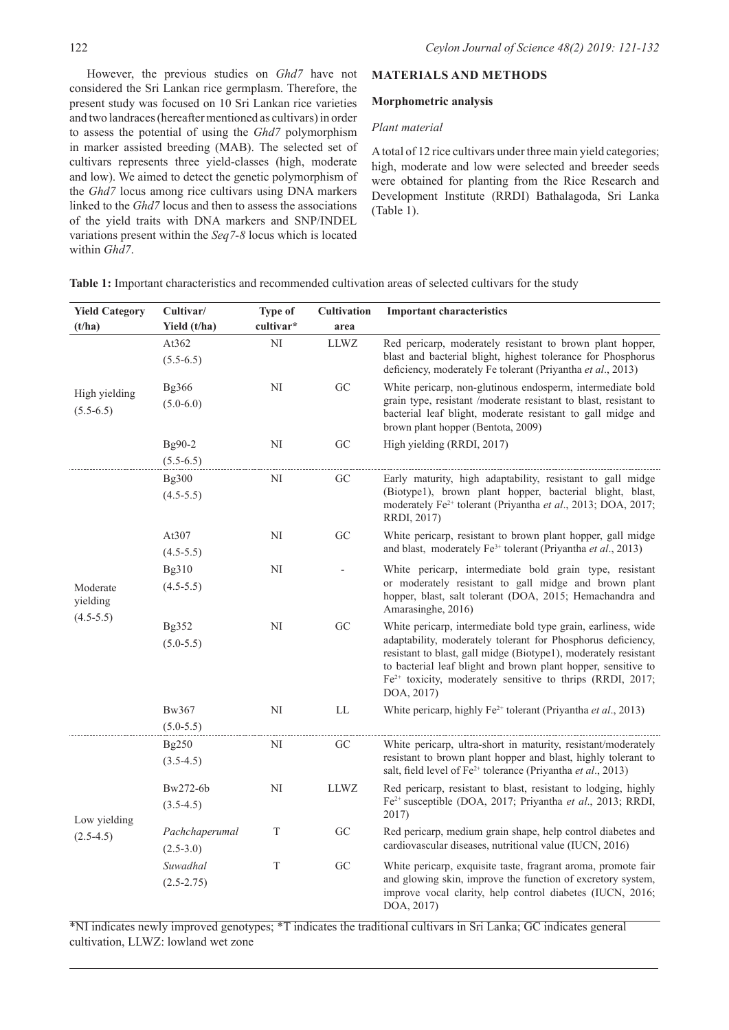However, the previous studies on *Ghd7* have not considered the Sri Lankan rice germplasm. Therefore, the present study was focused on 10 Sri Lankan rice varieties and two landraces (hereafter mentioned as cultivars) in order to assess the potential of using the *Ghd7* polymorphism in marker assisted breeding (MAB). The selected set of cultivars represents three yield-classes (high, moderate and low). We aimed to detect the genetic polymorphism of the *Ghd7* locus among rice cultivars using DNA markers linked to the *Ghd7* locus and then to assess the associations of the yield traits with DNA markers and SNP/INDEL variations present within the *Seq7-8* locus which is located within *Ghd7*.

## MATERIALS AND METHODS

### Morphometric analysis

*Plant material*

A total of 12 rice cultivars under three main yield categories; high, moderate and low were selected and breeder seeds were obtained for planting from the Rice Research and Development Institute (RRDI) Bathalagoda, Sri Lanka (Table 1).

**Table 1:** Important characteristics and recommended cultivation areas of selected cultivars for the study

| Yield Category (t/ha) | Cultivar/ Yield (t/ha) | Type of cultivar* | Cultivation area | Important characteristics |
|---|---|---|---|---|
| High yielding (5.5-6.5) | At362 (5.5-6.5) | NI | LLWZ | Red pericarp, moderately resistant to brown plant hopper, blast and bacterial blight, highest tolerance for Phosphorus deficiency, moderately Fe tolerant (Priyantha *et al*., 2013) |
| | Bg366 (5.0-6.0) | NI | GC | White pericarp, non-glutinous endosperm, intermediate bold grain type, resistant /moderate resistant to blast, resistant to bacterial leaf blight, moderate resistant to gall midge and brown plant hopper (Bentota, 2009) |
| | Bg90-2 (5.5-6.5) | NI | GC | High yielding (RRDI, 2017) |
| Moderate yielding (4.5-5.5) | Bg300 (4.5-5.5) | NI | GC | Early maturity, high adaptability, resistant to gall midge (Biotype1), brown plant hopper, bacterial blight, blast, moderately $Fe^{2+}$ tolerant (Priyantha *et al*., 2013; DOA, 2017; RRDI, 2017) |
| | At307 (4.5-5.5) | NI | GC | White pericarp, resistant to brown plant hopper, gall midge and blast, moderately $Fe^{3+}$ tolerant (Priyantha *et al*., 2013) |
| | Bg310 (4.5-5.5) | NI | - | White pericarp, intermediate bold grain type, resistant or moderately resistant to gall midge and brown plant hopper, blast, salt tolerant (DOA, 2015; Hemachandra and Amarasinghe, 2016) |
| | Bg352 (5.0-5.5) | NI | GC | White pericarp, intermediate bold type grain, earliness, wide adaptability, moderately tolerant for Phosphorus deficiency, resistant to blast, gall midge (Biotype1), moderately resistant to bacterial leaf blight and brown plant hopper, sensitive to $Fe^{2+}$ toxicity, moderately sensitive to thrips (RRDI, 2017; DOA, 2017) |
| | Bw367 (5.0-5.5) | NI | LL | White pericarp, highly $Fe^{2+}$ tolerant (Priyantha *et al*., 2013) |
| Low yielding (2.5-4.5) | Bg250 (3.5-4.5) | NI | GC | White pericarp, ultra-short in maturity, resistant/moderately resistant to brown plant hopper and blast, highly tolerant to salt, field level of $Fe^{2+}$ tolerance (Priyantha *et al*., 2013) |
| | Bw272-6b (3.5-4.5) | NI | LLWZ | Red pericarp, resistant to blast, resistant to lodging, highly $Fe^{2+}$ susceptible (DOA, 2017; Priyantha *et al*., 2013; RRDI, 2017) |
| | *Pachchaperumal* (2.5-3.0) | T | GC | Red pericarp, medium grain shape, help control diabetes and cardiovascular diseases, nutritional value (IUCN, 2016) |
| | *Suwadhal* (2.5-2.75) | T | GC | White pericarp, exquisite taste, fragrant aroma, promote fair and glowing skin, improve the function of excretory system, improve vocal clarity, help control diabetes (IUCN, 2016; DOA, 2017) |

*NI indicates newly improved genotypes; *T indicates the traditional cultivars in Sri Lanka; GC indicates general cultivation, LLWZ: lowland wet zone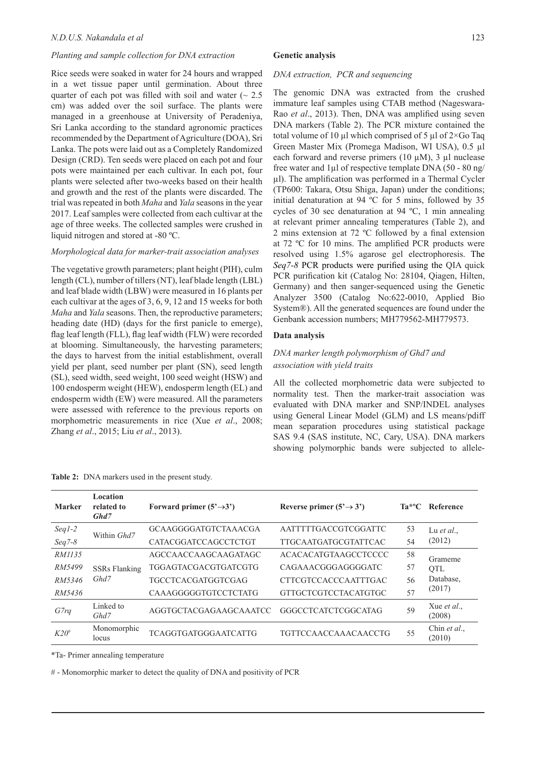### Planting and sample collection for DNA extraction

Rice seeds were soaked in water for 24 hours and wrapped in a wet tissue paper until germination. About three quarter of each pot was filled with soil and water (~ 2.5 cm) was added over the soil surface. The plants were managed in a greenhouse at University of Peradeniya, Sri Lanka according to the standard agronomic practices recommended by the Department of Agriculture (DOA), Sri Lanka. The pots were laid out as a Completely Randomized Design (CRD). Ten seeds were placed on each pot and four pots were maintained per each cultivar. In each pot, four plants were selected after two-weeks based on their health and growth and the rest of the plants were discarded. The trial was repeated in both *Maha* and *Yala* seasons in the year 2017. Leaf samples were collected from each cultivar at the age of three weeks. The collected samples were crushed in liquid nitrogen and stored at -80 ºC.

### Morphological data for marker-trait association analyses

The vegetative growth parameters; plant height (PlH), culm length (CL), number of tillers (NT), leaf blade length (LBL) and leaf blade width (LBW) were measured in 16 plants per each cultivar at the ages of 3, 6, 9, 12 and 15 weeks for both *Maha* and *Yala* seasons. Then, the reproductive parameters; heading date (HD) (days for the first panicle to emerge), flag leaf length (FLL), flag leaf width (FLW) were recorded at blooming. Simultaneously, the harvesting parameters; the days to harvest from the initial establishment, overall yield per plant, seed number per plant (SN), seed length (SL), seed width, seed weight, 100 seed weight (HSW) and 100 endosperm weight (HEW), endosperm length (EL) and endosperm width (EW) were measured. All the parameters were assessed with reference to the previous reports on morphometric measurements in rice (Xue *et al*., 2008; Zhang *et al*., 2015; Liu *et al*., 2013).

## Genetic analysis

### DNA extraction, PCR and sequencing

The genomic DNA was extracted from the crushed immature leaf samples using CTAB method (Nageswara-Rao *et al*., 2013). Then, DNA was amplified using seven DNA markers (Table 2). The PCR mixture contained the total volume of 10 µl which comprised of 5 µl of 2×Go Taq Green Master Mix (Promega Madison, WI USA), 0.5 µl each forward and reverse primers (10 µM), 3 µl nuclease free water and 1µl of respective template DNA (50 - 80 ng/µl). The amplification was performed in a Thermal Cycler (TP600: Takara, Otsu Shiga, Japan) under the conditions; initial denaturation at 94 ºC for 5 mins, followed by 35 cycles of 30 sec denaturation at 94 ºC, 1 min annealing at relevant primer annealing temperatures (Table 2), and 2 mins extension at 72 ºC followed by a final extension at 72 ºC for 10 mins. The amplified PCR products were resolved using 1.5% agarose gel electrophoresis. The *Seq7-8* PCR products were purified using the QIA quick PCR purification kit (Catalog No: 28104, Qiagen, Hilten, Germany) and then sanger-sequenced using the Genetic Analyzer 3500 (Catalog No:622-0010, Applied Bio System®). All the generated sequences are found under the Genbank accession numbers; MH779562-MH779573.

## Data analysis

### DNA marker length polymorphism of Ghd7 and association with yield traits

All the collected morphometric data were subjected to normality test. Then the marker-trait association was evaluated with DNA marker and SNP/INDEL analyses using General Linear Model (GLM) and LS means/pdiff mean separation procedures using statistical package SAS 9.4 (SAS institute, NC, Cary, USA). DNA markers showing polymorphic bands were subjected to allele-

**Table 2:** DNA markers used in the present study.

| Marker | Location related to *Ghd7* | Forward primer (5'→3') | Reverse primer (5'→ 3') | Ta*ºC | Reference |
|---|---|---|---|---|---|
| *Seq1-2* | Within *Ghd7* | GCAAGGGGATGTCTAAACGA | AATTTTTGACCGTCGGATTC | 53 | Lu *et al*., (2012) |
| *Seq7-8* | | CATACGGATCCAGCCTCTGT | TTGCAATGATGCGTATTCAC | 54 | |
| *RM1135* | SSRs Flanking *Ghd7* | AGCCAACCAAGCAAGATAGC | ACACACATGTAAGCCTCCCC | 58 | Grameme QTL Database, (2017) |
| *RM5499* | | TGGAGTACGACGTGATCGTG | CAGAAACGGGAGGGGATC | 57 | |
| *RM5346* | | TGCCTCACGATGGTCGAG | CTTCGTCCACCCAATTTGAC | 56 | |
| *RM5436* | | CAAAGGGGGTGTCCTCTATG | GTTGCTCGTCCTACATGTGC | 57 | |
| *G7rq* | Linked to *Ghd7* | AGGTGCTACGAGAAGCAAATCC | GGGCCTCATCTCGGCATAG | 59 | Xue *et al*., (2008) |
| *K20#* | Monomorphic locus | TCAGGTGATGGGAATCATTG | TGTTCCAACCAAACAACCTG | 55 | Chin *et al*., (2010) |

*Ta- Primer annealing temperature

# - Monomorphic marker to detect the quality of DNA and positivity of PCR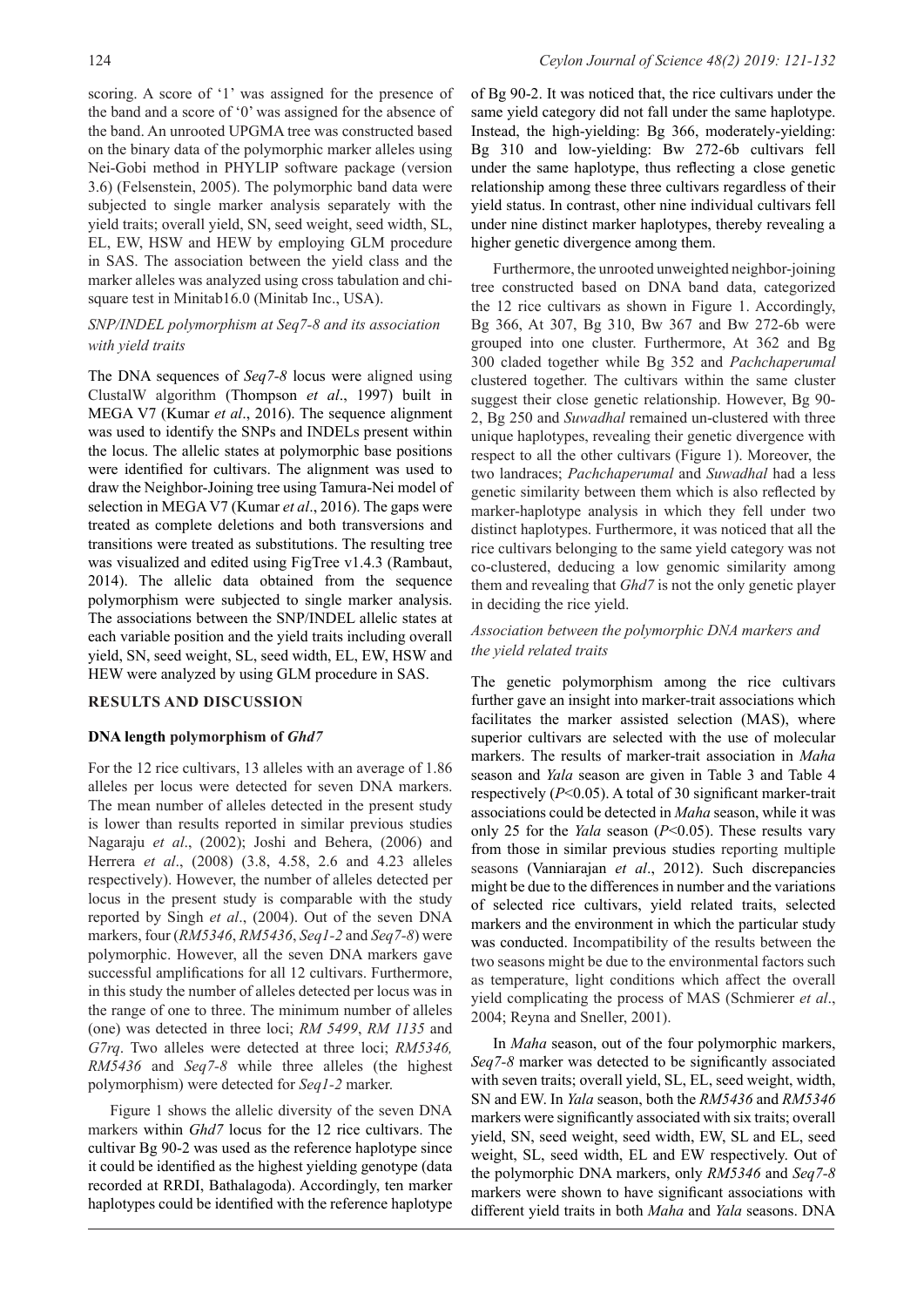scoring. A score of '1' was assigned for the presence of the band and a score of '0' was assigned for the absence of the band. An unrooted UPGMA tree was constructed based on the binary data of the polymorphic marker alleles using Nei-Gobi method in PHYLIP software package (version 3.6) (Felsenstein, 2005). The polymorphic band data were subjected to single marker analysis separately with the yield traits; overall yield, SN, seed weight, seed width, SL, EL, EW, HSW and HEW by employing GLM procedure in SAS. The association between the yield class and the marker alleles was analyzed using cross tabulation and chi-square test in Minitab16.0 (Minitab Inc., USA).

### *SNP/INDEL polymorphism at Seq7-8 and its association with yield traits*

The DNA sequences of *Seq7-8* locus were aligned using ClustalW algorithm (Thompson *et al*., 1997) built in MEGA V7 (Kumar *et al*., 2016). The sequence alignment was used to identify the SNPs and INDELs present within the locus. The allelic states at polymorphic base positions were identified for cultivars. The alignment was used to draw the Neighbor-Joining tree using Tamura-Nei model of selection in MEGA V7 (Kumar *et al*., 2016). The gaps were treated as complete deletions and both transversions and transitions were treated as substitutions. The resulting tree was visualized and edited using FigTree v1.4.3 (Rambaut, 2014). The allelic data obtained from the sequence polymorphism were subjected to single marker analysis. The associations between the SNP/INDEL allelic states at each variable position and the yield traits including overall yield, SN, seed weight, SL, seed width, EL, EW, HSW and HEW were analyzed by using GLM procedure in SAS.

## RESULTS AND DISCUSSION

### DNA length polymorphism of *Ghd7*

For the 12 rice cultivars, 13 alleles with an average of 1.86 alleles per locus were detected for seven DNA markers. The mean number of alleles detected in the present study is lower than results reported in similar previous studies Nagaraju *et al*., (2002); Joshi and Behera, (2006) and Herrera *et al*., (2008) (3.8, 4.58, 2.6 and 4.23 alleles respectively). However, the number of alleles detected per locus in the present study is comparable with the study reported by Singh *et al*., (2004). Out of the seven DNA markers, four (*RM5346*, *RM5436*, *Seq1-2* and *Seq7-8*) were polymorphic. However, all the seven DNA markers gave successful amplifications for all 12 cultivars. Furthermore, in this study the number of alleles detected per locus was in the range of one to three. The minimum number of alleles (one) was detected in three loci; *RM 5499*, *RM 1135* and *G7rq*. Two alleles were detected at three loci; *RM5346, RM5436* and *Seq7-8* while three alleles (the highest polymorphism) were detected for *Seq1-2* marker.

Figure 1 shows the allelic diversity of the seven DNA markers within *Ghd7* locus for the 12 rice cultivars. The cultivar Bg 90-2 was used as the reference haplotype since it could be identified as the highest yielding genotype (data recorded at RRDI, Bathalagoda). Accordingly, ten marker haplotypes could be identified with the reference haplotype of Bg 90-2. It was noticed that, the rice cultivars under the same yield category did not fall under the same haplotype. Instead, the high-yielding: Bg 366, moderately-yielding: Bg 310 and low-yielding: Bw 272-6b cultivars fell under the same haplotype, thus reflecting a close genetic relationship among these three cultivars regardless of their yield status. In contrast, other nine individual cultivars fell under nine distinct marker haplotypes, thereby revealing a higher genetic divergence among them.

Furthermore, the unrooted unweighted neighbor-joining tree constructed based on DNA band data, categorized the 12 rice cultivars as shown in Figure 1. Accordingly, Bg 366, At 307, Bg 310, Bw 367 and Bw 272-6b were grouped into one cluster. Furthermore, At 362 and Bg 300 claded together while Bg 352 and *Pachchaperumal* clustered together. The cultivars within the same cluster suggest their close genetic relationship. However, Bg 90-2, Bg 250 and *Suwadhal* remained un-clustered with three unique haplotypes, revealing their genetic divergence with respect to all the other cultivars (Figure 1). Moreover, the two landraces; *Pachchaperumal* and *Suwadhal* had a less genetic similarity between them which is also reflected by marker-haplotype analysis in which they fell under two distinct haplotypes. Furthermore, it was noticed that all the rice cultivars belonging to the same yield category was not co-clustered, deducing a low genomic similarity among them and revealing that *Ghd7* is not the only genetic player in deciding the rice yield.

### *Association between the polymorphic DNA markers and the yield related traits*

The genetic polymorphism among the rice cultivars further gave an insight into marker-trait associations which facilitates the marker assisted selection (MAS), where superior cultivars are selected with the use of molecular markers. The results of marker-trait association in *Maha* season and *Yala* season are given in Table 3 and Table 4 respectively ($P<0.05$). A total of 30 significant marker-trait associations could be detected in *Maha* season, while it was only 25 for the *Yala* season ($P<0.05$). These results vary from those in similar previous studies reporting multiple seasons (Vanniarajan *et al*., 2012). Such discrepancies might be due to the differences in number and the variations of selected rice cultivars, yield related traits, selected markers and the environment in which the particular study was conducted. Incompatibility of the results between the two seasons might be due to the environmental factors such as temperature, light conditions which affect the overall yield complicating the process of MAS (Schmierer *et al*., 2004; Reyna and Sneller, 2001).

In *Maha* season, out of the four polymorphic markers, *Seq7-8* marker was detected to be significantly associated with seven traits; overall yield, SL, EL, seed weight, width, SN and EW. In *Yala* season, both the *RM5436* and *RM5346* markers were significantly associated with six traits; overall yield, SN, seed weight, seed width, EW, SL and EL, seed weight, SL, seed width, EL and EW respectively. Out of the polymorphic DNA markers, only *RM5346* and *Seq7-8* markers were shown to have significant associations with different yield traits in both *Maha* and *Yala* seasons. DNA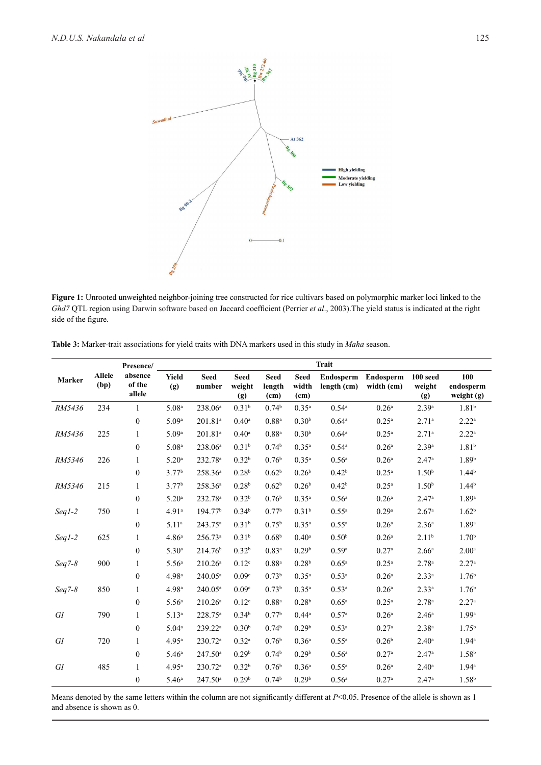**Figure 1:** Unrooted unweighted neighbor-joining tree constructed for rice cultivars based on polymorphic marker loci linked to the *Ghd7* QTL region using Darwin software based on Jaccard coefficient (Perrier *et al*., 2003).The yield status is indicated at the right side of the figure.

**Table 3:** Marker-trait associations for yield traits with DNA markers used in this study in *Maha* season.

| Marker | Allele (bp) | Presence/ absence of the allele | Trait | | | | | | | | |
|---|---|---|---|---|---|---|---|---|---|---|---|
| | | | Yield (g) | Seed number | Seed weight (g) | Seed length (cm) | Seed width (cm) | Endosperm length (cm) | Endosperm width (cm) | 100 seed weight (g) | 100 endosperm weight (g) |
| *RM5436* | 234 | 1 | 5.08[a] | 238.06[a] | 0.31[b] | 0.74[b] | 0.35[a] | 0.54[a] | 0.26[a] | 2.39[a] | 1.81[b] |
| | | 0 | 5.09[a] | 201.81[a] | 0.40[a] | 0.88[a] | 0.30[b] | 0.64[a] | 0.25[a] | 2.71[a] | 2.22[a] |
| *RM5436* | 225 | 1 | 5.09[a] | 201.81[a] | 0.40[a] | 0.88[a] | 0.30[b] | 0.64[a] | 0.25[a] | 2.71[a] | 2.22[a] |
| | | 0 | 5.08[a] | 238.06[a] | 0.31[b] | 0.74[b] | 0.35[a] | 0.54[a] | 0.26[a] | 2.39[a] | 1.81[b] |
| *RM5346* | 226 | 1 | 5.20[a] | 232.78[a] | 0.32[b] | 0.76[b] | 0.35[a] | 0.56[a] | 0.26[a] | 2.47[a] | 1.89[b] |
| | | 0 | 3.77[b] | 258.36[a] | 0.28[b] | 0.62[b] | 0.26[b] | 0.42[b] | 0.25[a] | 1.50[b] | 1.44[b] |
| *RM5346* | 215 | 1 | 3.77[b] | 258.36[a] | 0.28[b] | 0.62[b] | 0.26[b] | 0.42[b] | 0.25[a] | 1.50[b] | 1.44[b] |
| | | 0 | 5.20[a] | 232.78[a] | 0.32[b] | 0.76[b] | 0.35[a] | 0.56[a] | 0.26[a] | 2.47[a] | 1.89[a] |
| *Seq1-2* | 750 | 1 | 4.91[a] | 194.77[b] | 0.34[b] | 0.77[b] | 0.31[b] | 0.55[a] | 0.29[a] | 2.67[a] | 1.62[b] |
| | | 0 | 5.11[a] | 243.75[a] | 0.31[b] | 0.75[b] | 0.35[a] | 0.55[a] | 0.26[a] | 2.36[a] | 1.89[a] |
| *Seq1-2* | 625 | 1 | 4.86[a] | 256.73[a] | 0.31[b] | 0.68[b] | 0.40[a] | 0.50[b] | 0.26[a] | 2.11[b] | 1.70[b] |
| | | 0 | 5.30[a] | 214.76[b] | 0.32[b] | 0.83[a] | 0.29[b] | 0.59[a] | 0.27[a] | 2.66[a] | 2.00[a] |
| *Seq7-8* | 900 | 1 | 5.56[a] | 210.26[a] | 0.12[c] | 0.88[a] | 0.28[b] | 0.65[a] | 0.25[a] | 2.78[a] | 2.27[a] |
| | | 0 | 4.98[a] | 240.05[a] | 0.09[c] | 0.73[b] | 0.35[a] | 0.53[a] | 0.26[a] | 2.33[a] | 1.76[b] |
| *Seq7-8* | 850 | 1 | 4.98[a] | 240.05[a] | 0.09[c] | 0.73[b] | 0.35[a] | 0.53[a] | 0.26[a] | 2.33[a] | 1.76[b] |
| | | 0 | 5.56[a] | 210.26[a] | 0.12[c] | 0.88[a] | 0.28[b] | 0.65[a] | 0.25[a] | 2.78[a] | 2.27[a] |
| *GI* | 790 | 1 | 5.13[a] | 228.75[a] | 0.34[b] | 0.77[b] | 0.44[a] | 0.57[a] | 0.26[a] | 2.46[a] | 1.99[a] |
| | | 0 | 5.04[a] | 239.22[a] | 0.30[b] | 0.74[b] | 0.29[b] | 0.53[a] | 0.27[a] | 2.38[a] | 1.75[b] |
| *GI* | 720 | 1 | 4.95[a] | 230.72[a] | 0.32[a] | 0.76[b] | 0.36[a] | 0.55[a] | 0.26[b] | 2.40[a] | 1.94[a] |
| | | 0 | 5.46[a] | 247.50[a] | 0.29[b] | 0.74[b] | 0.29[b] | 0.56[a] | 0.27[a] | 2.47[a] | 1.58[b] |
| *GI* | 485 | 1 | 4.95[a] | 230.72[a] | 0.32[b] | 0.76[b] | 0.36[a] | 0.55[a] | 0.26[a] | 2.40[a] | 1.94[a] |
| | | 0 | 5.46[a] | 247.50[a] | 0.29[b] | 0.74[b] | 0.29[b] | 0.56[a] | 0.27[a] | 2.47[a] | 1.58[b] |

Means denoted by the same letters within the column are not significantly different at $P<0.05$. Presence of the allele is shown as 1 and absence is shown as 0.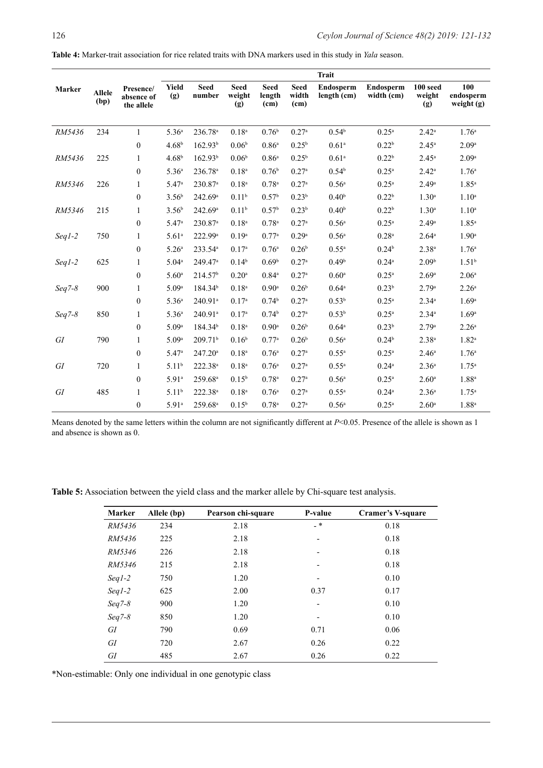**Table 4:** Marker-trait association for rice related traits with DNA markers used in this study in *Yala* season.

| Marker | Allele (bp) | Presence/ absence of the allele | Trait | | | | | | | | |
|---|---|---|---|---|---|---|---|---|---|---|---|
| | | | Yield (g) | Seed number | Seed weight (g) | Seed length (cm) | Seed width (cm) | Endosperm length (cm) | Endosperm width (cm) | 100 seed weight (g) | 100 endosperm weight (g) |
| *RM5436* | 234 | 1 | 5.36[a] | 236.78[a] | 0.18[a] | 0.76[b] | 0.27[a] | 0.54[b] | 0.25[a] | 2.42[a] | 1.76[a] |
| | | 0 | 4.68[b] | 162.93[b] | 0.06[b] | 0.86[a] | 0.25[b] | 0.61[a] | 0.22[b] | 2.45[a] | 2.09[a] |
| *RM5436* | 225 | 1 | 4.68[b] | 162.93[b] | 0.06[b] | 0.86[a] | 0.25[b] | 0.61[a] | 0.22[b] | 2.45[a] | 2.09[a] |
| | | 0 | 5.36[a] | 236.78[a] | 0.18[a] | 0.76[b] | 0.27[a] | 0.54[b] | 0.25[a] | 2.42[a] | 1.76[a] |
| *RM5346* | 226 | 1 | 5.47[a] | 230.87[a] | 0.18[a] | 0.78[a] | 0.27[a] | 0.56[a] | 0.25[a] | 2.49[a] | 1.85[a] |
| | | 0 | 3.56[b] | 242.69[a] | 0.11[b] | 0.57[b] | 0.23[b] | 0.40[b] | 0.22[b] | 1.30[a] | 1.10[a] |
| *RM5346* | 215 | 1 | 3.56[b] | 242.69[a] | 0.11[b] | 0.57[b] | 0.23[b] | 0.40[b] | 0.22[b] | 1.30[a] | 1.10[a] |
| | | 0 | 5.47[a] | 230.87[a] | 0.18[a] | 0.78[a] | 0.27[a] | 0.56[a] | 0.25[a] | 2.49[a] | 1.85[a] |
| *Seq1-2* | 750 | 1 | 5.61[a] | 222.99[a] | 0.19[a] | 0.77[a] | 0.29[a] | 0.56[a] | 0.28[a] | 2.64[a] | 1.90[a] |
| | | 0 | 5.26[a] | 233.54[a] | 0.17[a] | 0.76[a] | 0.26[b] | 0.55[a] | 0.24[b] | 2.38[a] | 1.76[a] |
| *Seq1-2* | 625 | 1 | 5.04[a] | 249.47[a] | 0.14[b] | 0.69[b] | 0.27[a] | 0.49[b] | 0.24[a] | 2.09[b] | 1.51[b] |
| | | 0 | 5.60[a] | 214.57[b] | 0.20[a] | 0.84[a] | 0.27[a] | 0.60[a] | 0.25[a] | 2.69[a] | 2.06[a] |
| *Seq7-8* | 900 | 1 | 5.09[a] | 184.34[b] | 0.18[a] | 0.90[a] | 0.26[b] | 0.64[a] | 0.23[b] | 2.79[a] | 2.26[a] |
| | | 0 | 5.36[a] | 240.91[a] | 0.17[a] | 0.74[b] | 0.27[a] | 0.53[b] | 0.25[a] | 2.34[a] | 1.69[a] |
| *Seq7-8* | 850 | 1 | 5.36[a] | 240.91[a] | 0.17[a] | 0.74[b] | 0.27[a] | 0.53[b] | 0.25[a] | 2.34[a] | 1.69[a] |
| | | 0 | 5.09[a] | 184.34[b] | 0.18[a] | 0.90[a] | 0.26[b] | 0.64[a] | 0.23[b] | 2.79[a] | 2.26[a] |
| *GI* | 790 | 1 | 5.09[a] | 209.71[b] | 0.16[b] | 0.77[a] | 0.26[b] | 0.56[a] | 0.24[b] | 2.38[a] | 1.82[a] |
| | | 0 | 5.47[a] | 247.20[a] | 0.18[a] | 0.76[a] | 0.27[a] | 0.55[a] | 0.25[a] | 2.46[a] | 1.76[a] |
| *GI* | 720 | 1 | 5.11[b] | 222.38[a] | 0.18[a] | 0.76[a] | 0.27[a] | 0.55[a] | 0.24[a] | 2.36[a] | 1.75[a] |
| | | 0 | 5.91[a] | 259.68[a] | 0.15[b] | 0.78[a] | 0.27[a] | 0.56[a] | 0.25[a] | 2.60[a] | 1.88[a] |
| *GI* | 485 | 1 | 5.11[b] | 222.38[a] | 0.18[a] | 0.76[a] | 0.27[a] | 0.55[a] | 0.24[a] | 2.36[a] | 1.75[a] |
| | | 0 | 5.91[a] | 259.68[a] | 0.15[b] | 0.78[a] | 0.27[a] | 0.56[a] | 0.25[a] | 2.60[a] | 1.88[a] |

Means denoted by the same letters within the column are not significantly different at $P<0.05$. Presence of the allele is shown as 1 and absence is shown as 0.

**Table 5:** Association between the yield class and the marker allele by Chi-square test analysis.

| Marker | Allele (bp) | Pearson chi-square | P-value | Cramer's V-square |
|---|---|---|---|---|
| *RM5436* | 234 | 2.18 | - * | 0.18 |
| *RM5436* | 225 | 2.18 | - | 0.18 |
| *RM5346* | 226 | 2.18 | - | 0.18 |
| *RM5346* | 215 | 2.18 | - | 0.18 |
| *Seq1-2* | 750 | 1.20 | - | 0.10 |
| *Seq1-2* | 625 | 2.00 | 0.37 | 0.17 |
| *Seq7-8* | 900 | 1.20 | - | 0.10 |
| *Seq7-8* | 850 | 1.20 | - | 0.10 |
| *GI* | 790 | 0.69 | 0.71 | 0.06 |
| *GI* | 720 | 2.67 | 0.26 | 0.22 |
| *GI* | 485 | 2.67 | 0.26 | 0.22 |

*Non-estimable: Only one individual in one genotypic class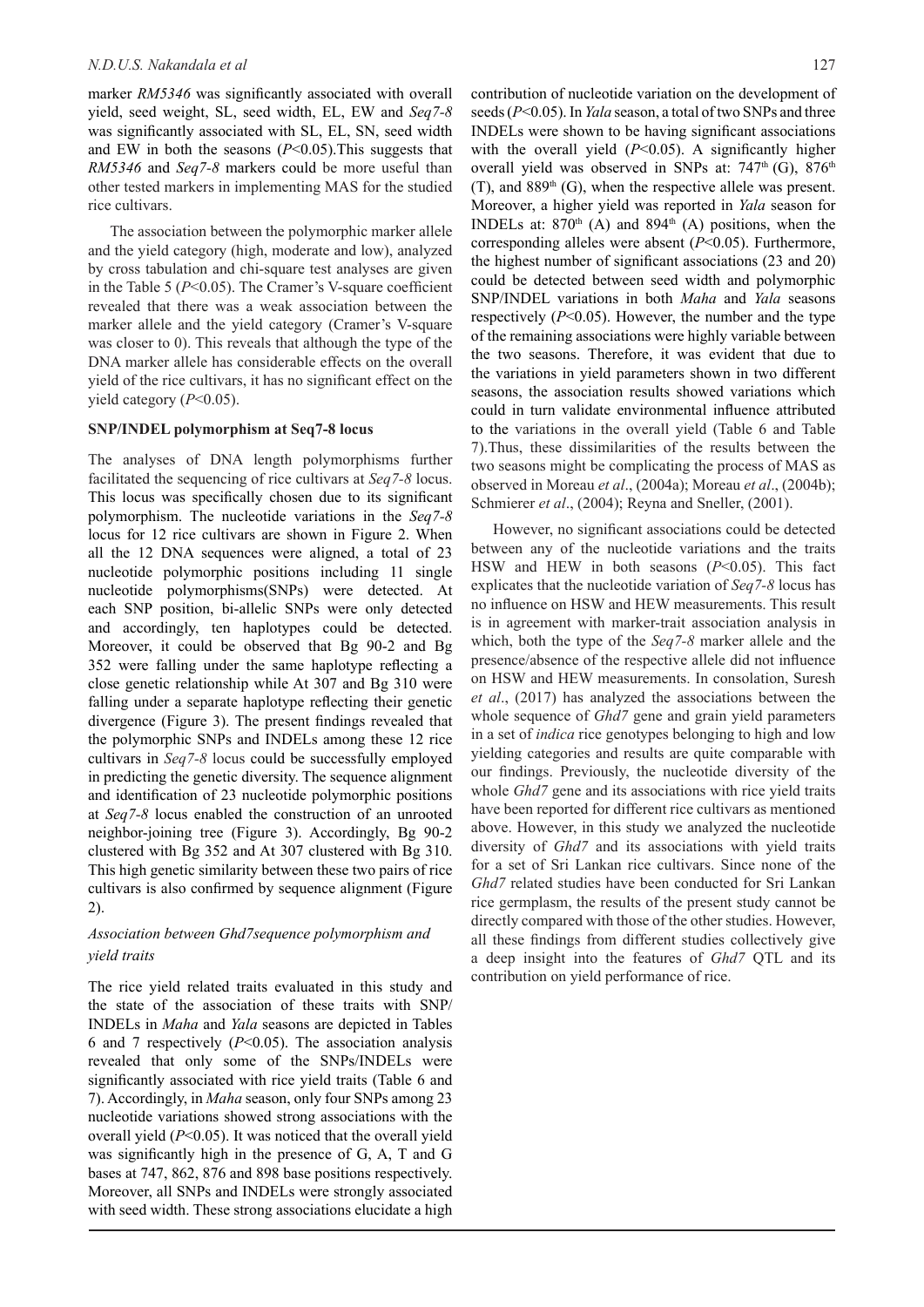marker *RM5346* was significantly associated with overall yield, seed weight, SL, seed width, EL, EW and *Seq7-8* was significantly associated with SL, EL, SN, seed width and EW in both the seasons ($P<0.05$).This suggests that *RM5346* and *Seq7-8* markers could be more useful than other tested markers in implementing MAS for the studied rice cultivars.

The association between the polymorphic marker allele and the yield category (high, moderate and low), analyzed by cross tabulation and chi-square test analyses are given in the Table 5 ($P<0.05$). The Cramer's V-square coefficient revealed that there was a weak association between the marker allele and the yield category (Cramer's V-square was closer to 0). This reveals that although the type of the DNA marker allele has considerable effects on the overall yield of the rice cultivars, it has no significant effect on the yield category ($P<0.05$).

**SNP/INDEL polymorphism at Seq7-8 locus**

The analyses of DNA length polymorphisms further facilitated the sequencing of rice cultivars at *Seq7-8* locus. This locus was specifically chosen due to its significant polymorphism. The nucleotide variations in the *Seq7-8* locus for 12 rice cultivars are shown in Figure 2. When all the 12 DNA sequences were aligned, a total of 23 nucleotide polymorphic positions including 11 single nucleotide polymorphisms(SNPs) were detected. At each SNP position, bi-allelic SNPs were only detected and accordingly, ten haplotypes could be detected. Moreover, it could be observed that Bg 90-2 and Bg 352 were falling under the same haplotype reflecting a close genetic relationship while At 307 and Bg 310 were falling under a separate haplotype reflecting their genetic divergence (Figure 3). The present findings revealed that the polymorphic SNPs and INDELs among these 12 rice cultivars in *Seq7-8* locus could be successfully employed in predicting the genetic diversity. The sequence alignment and identification of 23 nucleotide polymorphic positions at *Seq7-8* locus enabled the construction of an unrooted neighbor-joining tree (Figure 3). Accordingly, Bg 90-2 clustered with Bg 352 and At 307 clustered with Bg 310. This high genetic similarity between these two pairs of rice cultivars is also confirmed by sequence alignment (Figure 2).

*Association between Ghd7sequence polymorphism and yield traits*

The rice yield related traits evaluated in this study and the state of the association of these traits with SNP/ INDELs in *Maha* and *Yala* seasons are depicted in Tables 6 and 7 respectively ($P<0.05$). The association analysis revealed that only some of the SNPs/INDELs were significantly associated with rice yield traits (Table 6 and 7). Accordingly, in *Maha* season, only four SNPs among 23 nucleotide variations showed strong associations with the overall yield ($P<0.05$). It was noticed that the overall yield was significantly high in the presence of G, A, T and G bases at 747, 862, 876 and 898 base positions respectively. Moreover, all SNPs and INDELs were strongly associated with seed width. These strong associations elucidate a high contribution of nucleotide variation on the development of seeds ($P<0.05$). In *Yala* season, a total of two SNPs and three INDELs were shown to be having significant associations with the overall yield ($P<0.05$). A significantly higher overall yield was observed in SNPs at: 747$^{th}$ (G), 876$^{th}$ (T), and 889$^{th}$ (G), when the respective allele was present. Moreover, a higher yield was reported in *Yala* season for INDELs at: 870$^{th}$ (A) and 894$^{th}$ (A) positions, when the corresponding alleles were absent ($P<0.05$). Furthermore, the highest number of significant associations (23 and 20) could be detected between seed width and polymorphic SNP/INDEL variations in both *Maha* and *Yala* seasons respectively ($P<0.05$). However, the number and the type of the remaining associations were highly variable between the two seasons. Therefore, it was evident that due to the variations in yield parameters shown in two different seasons, the association results showed variations which could in turn validate environmental influence attributed to the variations in the overall yield (Table 6 and Table 7).Thus, these dissimilarities of the results between the two seasons might be complicating the process of MAS as observed in Moreau *et al*., (2004a); Moreau *et al*., (2004b); Schmierer *et al*., (2004); Reyna and Sneller, (2001).

However, no significant associations could be detected between any of the nucleotide variations and the traits HSW and HEW in both seasons ($P<0.05$). This fact explicates that the nucleotide variation of *Seq7-8* locus has no influence on HSW and HEW measurements. This result is in agreement with marker-trait association analysis in which, both the type of the *Seq7-8* marker allele and the presence/absence of the respective allele did not influence on HSW and HEW measurements. In consolation, Suresh *et al*., (2017) has analyzed the associations between the whole sequence of *Ghd7* gene and grain yield parameters in a set of *indica* rice genotypes belonging to high and low yielding categories and results are quite comparable with our findings. Previously, the nucleotide diversity of the whole *Ghd7* gene and its associations with rice yield traits have been reported for different rice cultivars as mentioned above. However, in this study we analyzed the nucleotide diversity of *Ghd7* and its associations with yield traits for a set of Sri Lankan rice cultivars. Since none of the *Ghd7* related studies have been conducted for Sri Lankan rice germplasm, the results of the present study cannot be directly compared with those of the other studies. However, all these findings from different studies collectively give a deep insight into the features of *Ghd7* QTL and its contribution on yield performance of rice.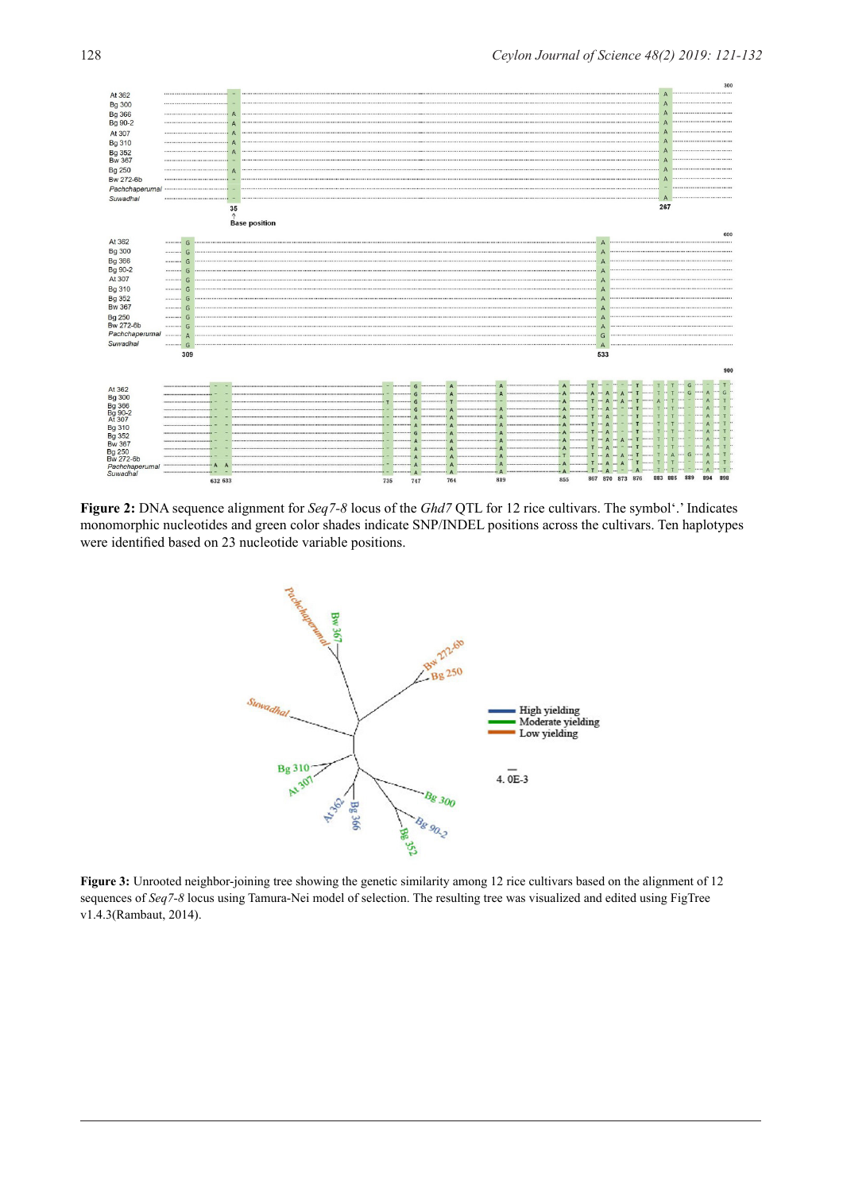**Figure 2:** DNA sequence alignment for *Seq7-8* locus of the *Ghd7* QTL for 12 rice cultivars. The symbol'.' Indicates monomorphic nucleotides and green color shades indicate SNP/INDEL positions across the cultivars. Ten haplotypes were identified based on 23 nucleotide variable positions.

**Figure 3:** Unrooted neighbor-joining tree showing the genetic similarity among 12 rice cultivars based on the alignment of 12 sequences of *Seq7-8* locus using Tamura-Nei model of selection. The resulting tree was visualized and edited using FigTree v1.4.3(Rambaut, 2014).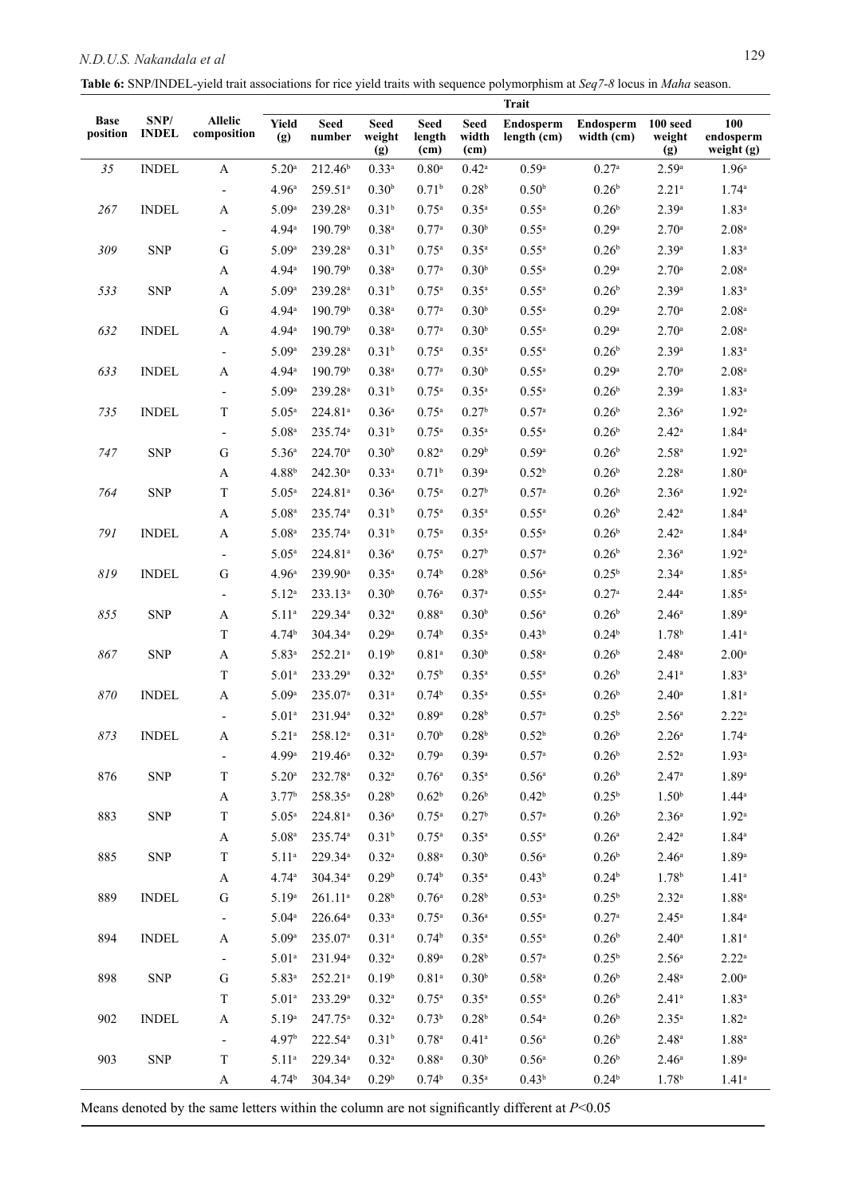**Table 6:** SNP/INDEL-yield trait associations for rice yield traits with sequence polymorphism at *Seq7-8* locus in *Maha* season.

| Base position | SNP/ INDEL | Allelic composition | Trait | | | | | | | | |
|---|---|---|---|---|---|---|---|---|---|---|---|
| | | | Yield (g) | Seed number | Seed weight (g) | Seed length (cm) | Seed width (cm) | Endosperm length (cm) | Endosperm width (cm) | 100 seed weight (g) | 100 endosperm weight (g) |
| *35* | INDEL | A | 5.20[a] | 212.46[b] | 0.33[a] | 0.80[a] | 0.42[a] | 0.59[a] | 0.27[a] | 2.59[a] | 1.96[a] |
| | | - | 4.96[a] | 259.51[a] | 0.30[b] | 0.71[b] | 0.28[b] | 0.50[b] | 0.26[b] | 2.21[a] | 1.74[a] |
| *267* | INDEL | A | 5.09[a] | 239.28[a] | 0.31[b] | 0.75[a] | 0.35[a] | 0.55[a] | 0.26[b] | 2.39[a] | 1.83[a] |
| | | - | 4.94[a] | 190.79[b] | 0.38[a] | 0.77[a] | 0.30[b] | 0.55[a] | 0.29[a] | 2.70[a] | 2.08[a] |
| *309* | SNP | G | 5.09[a] | 239.28[a] | 0.31[b] | 0.75[a] | 0.35[a] | 0.55[a] | 0.26[b] | 2.39[a] | 1.83[a] |
| | | A | 4.94[a] | 190.79[b] | 0.38[a] | 0.77[a] | 0.30[b] | 0.55[a] | 0.29[a] | 2.70[a] | 2.08[a] |
| *533* | SNP | A | 5.09[a] | 239.28[a] | 0.31[b] | 0.75[a] | 0.35[a] | 0.55[a] | 0.26[b] | 2.39[a] | 1.83[a] |
| | | G | 4.94[a] | 190.79[b] | 0.38[a] | 0.77[a] | 0.30[b] | 0.55[a] | 0.29[a] | 2.70[a] | 2.08[a] |
| *632* | INDEL | A | 4.94[a] | 190.79[b] | 0.38[a] | 0.77[a] | 0.30[b] | 0.55[a] | 0.29[a] | 2.70[a] | 2.08[a] |
| | | - | 5.09[a] | 239.28[a] | 0.31[b] | 0.75[a] | 0.35[a] | 0.55[a] | 0.26[b] | 2.39[a] | 1.83[a] |
| *633* | INDEL | A | 4.94[a] | 190.79[b] | 0.38[a] | 0.77[a] | 0.30[b] | 0.55[a] | 0.29[a] | 2.70[a] | 2.08[a] |
| | | - | 5.09[a] | 239.28[a] | 0.31[b] | 0.75[a] | 0.35[a] | 0.55[a] | 0.26[b] | 2.39[a] | 1.83[a] |
| *735* | INDEL | T | 5.05[a] | 224.81[a] | 0.36[a] | 0.75[a] | 0.27[b] | 0.57[a] | 0.26[b] | 2.36[a] | 1.92[a] |
| | | - | 5.08[a] | 235.74[a] | 0.31[b] | 0.75[a] | 0.35[a] | 0.55[a] | 0.26[b] | 2.42[a] | 1.84[a] |
| *747* | SNP | G | 5.36[a] | 224.70[a] | 0.30[b] | 0.82[a] | 0.29[b] | 0.59[a] | 0.26[b] | 2.58[a] | 1.92[a] |
| | | A | 4.88[b] | 242.30[a] | 0.33[a] | 0.71[b] | 0.39[a] | 0.52[b] | 0.26[b] | 2.28[a] | 1.80[a] |
| *764* | SNP | T | 5.05[a] | 224.81[a] | 0.36[a] | 0.75[a] | 0.27[b] | 0.57[a] | 0.26[b] | 2.36[a] | 1.92[a] |
| | | A | 5.08[a] | 235.74[a] | 0.31[b] | 0.75[a] | 0.35[a] | 0.55[a] | 0.26[b] | 2.42[a] | 1.84[a] |
| *791* | INDEL | A | 5.08[a] | 235.74[a] | 0.31[b] | 0.75[a] | 0.35[a] | 0.55[a] | 0.26[b] | 2.42[a] | 1.84[a] |
| | | - | 5.05[a] | 224.81[a] | 0.36[a] | 0.75[a] | 0.27[b] | 0.57[a] | 0.26[b] | 2.36[a] | 1.92[a] |
| *819* | INDEL | G | 4.96[a] | 239.90[a] | 0.35[a] | 0.74[b] | 0.28[b] | 0.56[a] | 0.25[b] | 2.34[a] | 1.85[a] |
| | | - | 5.12[a] | 233.13[a] | 0.30[b] | 0.76[a] | 0.37[a] | 0.55[a] | 0.27[a] | 2.44[a] | 1.85[a] |
| *855* | SNP | A | 5.11[a] | 229.34[a] | 0.32[a] | 0.88[a] | 0.30[b] | 0.56[a] | 0.26[b] | 2.46[a] | 1.89[a] |
| | | T | 4.74[b] | 304.34[a] | 0.29[a] | 0.74[b] | 0.35[a] | 0.43[b] | 0.24[b] | 1.78[b] | 1.41[a] |
| *867* | SNP | A | 5.83[a] | 252.21[a] | 0.19[b] | 0.81[a] | 0.30[b] | 0.58[a] | 0.26[b] | 2.48[a] | 2.00[a] |
| | | T | 5.01[a] | 233.29[a] | 0.32[a] | 0.75[b] | 0.35[a] | 0.55[a] | 0.26[b] | 2.41[a] | 1.83[a] |
| *870* | INDEL | A | 5.09[a] | 235.07[a] | 0.31[a] | 0.74[b] | 0.35[a] | 0.55[a] | 0.26[b] | 2.40[a] | 1.81[a] |
| | | - | 5.01[a] | 231.94[a] | 0.32[a] | 0.89[a] | 0.28[b] | 0.57[a] | 0.25[b] | 2.56[a] | 2.22[a] |
| *873* | INDEL | A | 5.21[a] | 258.12[a] | 0.31[a] | 0.70[b] | 0.28[b] | 0.52[b] | 0.26[b] | 2.26[a] | 1.74[a] |
| | | - | 4.99[a] | 219.46[a] | 0.32[a] | 0.79[a] | 0.39[a] | 0.57[a] | 0.26[b] | 2.52[a] | 1.93[a] |
| 876 | SNP | T | 5.20[a] | 232.78[a] | 0.32[a] | 0.76[a] | 0.35[a] | 0.56[a] | 0.26[b] | 2.47[a] | 1.89[a] |
| | | A | 3.77[b] | 258.35[a] | 0.28[b] | 0.62[b] | 0.26[b] | 0.42[b] | 0.25[b] | 1.50[b] | 1.44[a] |
| 883 | SNP | T | 5.05[a] | 224.81[a] | 0.36[a] | 0.75[a] | 0.27[b] | 0.57[a] | 0.26[b] | 2.36[a] | 1.92[a] |
| | | A | 5.08[a] | 235.74[a] | 0.31[b] | 0.75[a] | 0.35[a] | 0.55[a] | 0.26[a] | 2.42[a] | 1.84[a] |
| 885 | SNP | T | 5.11[a] | 229.34[a] | 0.32[a] | 0.88[a] | 0.30[b] | 0.56[a] | 0.26[b] | 2.46[a] | 1.89[a] |
| | | A | 4.74[a] | 304.34[a] | 0.29[b] | 0.74[b] | 0.35[a] | 0.43[b] | 0.24[b] | 1.78[b] | 1.41[a] |
| 889 | INDEL | G | 5.19[a] | 261.11[a] | 0.28[b] | 0.76[a] | 0.28[b] | 0.53[a] | 0.25[b] | 2.32[a] | 1.88[a] |
| | | - | 5.04[a] | 226.64[a] | 0.33[a] | 0.75[a] | 0.36[a] | 0.55[a] | 0.27[a] | 2.45[a] | 1.84[a] |
| 894 | INDEL | A | 5.09[a] | 235.07[a] | 0.31[a] | 0.74[b] | 0.35[a] | 0.55[a] | 0.26[b] | 2.40[a] | 1.81[a] |
| | | - | 5.01[a] | 231.94[a] | 0.32[a] | 0.89[a] | 0.28[b] | 0.57[a] | 0.25[b] | 2.56[a] | 2.22[a] |
| 898 | SNP | G | 5.83[a] | 252.21[a] | 0.19[b] | 0.81[a] | 0.30[b] | 0.58[a] | 0.26[b] | 2.48[a] | 2.00[a] |
| | | T | 5.01[a] | 233.29[a] | 0.32[a] | 0.75[a] | 0.35[a] | 0.55[a] | 0.26[b] | 2.41[a] | 1.83[a] |
| 902 | INDEL | A | 5.19[a] | 247.75[a] | 0.32[a] | 0.73[b] | 0.28[b] | 0.54[a] | 0.26[b] | 2.35[a] | 1.82[a] |
| | | - | 4.97[b] | 222.54[a] | 0.31[b] | 0.78[a] | 0.41[a] | 0.56[a] | 0.26[b] | 2.48[a] | 1.88[a] |
| 903 | SNP | T | 5.11[a] | 229.34[a] | 0.32[a] | 0.88[a] | 0.30[b] | 0.56[a] | 0.26[b] | 2.46[a] | 1.89[a] |
| | | A | 4.74[b] | 304.34[a] | 0.29[b] | 0.74[b] | 0.35[a] | 0.43[b] | 0.24[b] | 1.78[b] | 1.41[a] |

Means denoted by the same letters within the column are not significantly different at $P<0.05$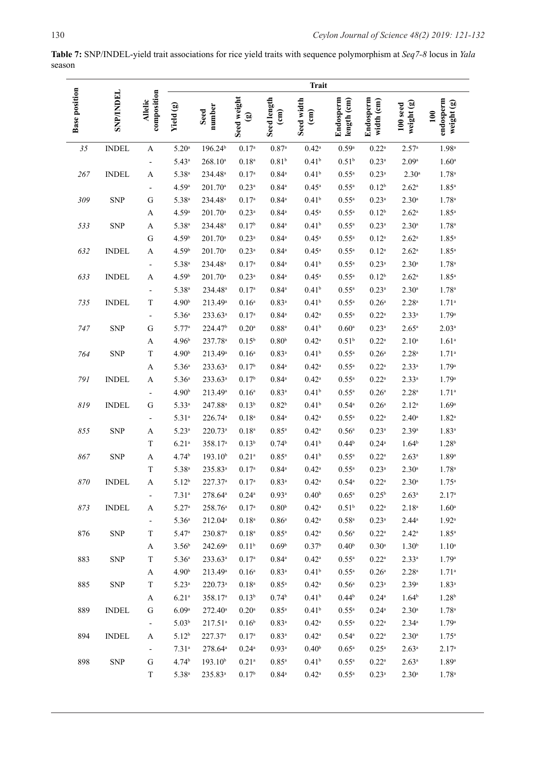**Table 7:** SNP/INDEL-yield trait associations for rice yield traits with sequence polymorphism at *Seq7-8* locus in *Yala* season

| Base position | SNP/INDEL | Allelic composition | Trait | | | | | | | | |
|---|---|---|---|---|---|---|---|---|---|---|---|
| | | | Yield (g) | Seed number | Seed weight (g) | Seed length (cm) | Seed width (cm) | Endosperm length (cm) | Endosperm width (cm) | 100 seed weight (g) | 100 endosperm weight (g) |
| *35* | INDEL | A | 5.20[a] | 196.24[b] | 0.17[a] | 0.87[a] | 0.42[a] | 0.59[a] | 0.22[a] | 2.57[a] | 1.98[a] |
| | | - | 5.43[a] | 268.10[a] | 0.18[a] | 0.81[b] | 0.41[b] | 0.51[b] | 0.23[a] | 2.09[a] | 1.60[a] |
| *267* | INDEL | A | 5.38[a] | 234.48[a] | 0.17[a] | 0.84[a] | 0.41[b] | 0.55[a] | 0.23[a] | 2.30[a] | 1.78[a] |
| | | - | 4.59[a] | 201.70[a] | 0.23[a] | 0.84[a] | 0.45[a] | 0.55[a] | 0.12[b] | 2.62[a] | 1.85[a] |
| *309* | SNP | G | 5.38[a] | 234.48[a] | 0.17[a] | 0.84[a] | 0.41[b] | 0.55[a] | 0.23[a] | 2.30[a] | 1.78[a] |
| | | A | 4.59[a] | 201.70[a] | 0.23[a] | 0.84[a] | 0.45[a] | 0.55[a] | 0.12[b] | 2.62[a] | 1.85[a] |
| *533* | SNP | A | 5.38[a] | 234.48[a] | 0.17[b] | 0.84[a] | 0.41[b] | 0.55[a] | 0.23[a] | 2.30[a] | 1.78[a] |
| | | G | 4.59[b] | 201.70[a] | 0.23[a] | 0.84[a] | 0.45[a] | 0.55[a] | 0.12[a] | 2.62[a] | 1.85[a] |
| *632* | INDEL | A | 4.59[b] | 201.70[a] | 0.23[a] | 0.84[a] | 0.45[a] | 0.55[a] | 0.12[a] | 2.62[a] | 1.85[a] |
| | | - | 5.38[a] | 234.48[a] | 0.17[a] | 0.84[a] | 0.41[b] | 0.55[a] | 0.23[a] | 2.30[a] | 1.78[a] |
| *633* | INDEL | A | 4.59[b] | 201.70[a] | 0.23[a] | 0.84[a] | 0.45[a] | 0.55[a] | 0.12[b] | 2.62[a] | 1.85[a] |
| | | - | 5.38[a] | 234.48[a] | 0.17[a] | 0.84[a] | 0.41[b] | 0.55[a] | 0.23[a] | 2.30[a] | 1.78[a] |
| *735* | INDEL | T | 4.90[b] | 213.49[a] | 0.16[a] | 0.83[a] | 0.41[b] | 0.55[a] | 0.26[a] | 2.28[a] | 1.71[a] |
| | | - | 5.36[a] | 233.63[a] | 0.17[a] | 0.84[a] | 0.42[a] | 0.55[a] | 0.22[a] | 2.33[a] | 1.79[a] |
| *747* | SNP | G | 5.77[a] | 224.47[b] | 0.20[a] | 0.88[a] | 0.41[b] | 0.60[a] | 0.23[a] | 2.65[a] | 2.03[a] |
| | | A | 4.96[b] | 237.78[a] | 0.15[b] | 0.80[b] | 0.42[a] | 0.51[b] | 0.22[a] | 2.10[a] | 1.61[a] |
| *764* | SNP | T | 4.90[b] | 213.49[a] | 0.16[a] | 0.83[a] | 0.41[b] | 0.55[a] | 0.26[a] | 2.28[a] | 1.71[a] |
| | | A | 5.36[a] | 233.63[a] | 0.17[b] | 0.84[a] | 0.42[a] | 0.55[a] | 0.22[a] | 2.33[a] | 1.79[a] |
| *791* | INDEL | A | 5.36[a] | 233.63[a] | 0.17[b] | 0.84[a] | 0.42[a] | 0.55[a] | 0.22[a] | 2.33[a] | 1.79[a] |
| | | - | 4.90[b] | 213.49[a] | 0.16[a] | 0.83[a] | 0.41[b] | 0.55[a] | 0.26[a] | 2.28[a] | 1.71[a] |
| *819* | INDEL | G | 5.33[a] | 247.88[a] | 0.13[b] | 0.82[b] | 0.41[b] | 0.54[a] | 0.26[a] | 2.12[a] | 1.69[a] |
| | | - | 5.31[a] | 226.74[a] | 0.18[a] | 0.84[a] | 0.42[a] | 0.55[a] | 0.22[a] | 2.40[a] | 1.82[a] |
| *855* | SNP | A | 5.23[a] | 220.73[a] | 0.18[a] | 0.85[a] | 0.42[a] | 0.56[a] | 0.23[a] | 2.39[a] | 1.83[a] |
| | | T | 6.21[a] | 358.17[a] | 0.13[b] | 0.74[b] | 0.41[b] | 0.44[b] | 0.24[a] | 1.64[b] | 1.28[b] |
| *867* | SNP | A | 4.74[b] | 193.10[b] | 0.21[a] | 0.85[a] | 0.41[b] | 0.55[a] | 0.22[a] | 2.63[a] | 1.89[a] |
| | | T | 5.38[a] | 235.83[a] | 0.17[a] | 0.84[a] | 0.42[a] | 0.55[a] | 0.23[a] | 2.30[a] | 1.78[a] |
| *870* | INDEL | A | 5.12[b] | 227.37[a] | 0.17[a] | 0.83[a] | 0.42[a] | 0.54[a] | 0.22[a] | 2.30[a] | 1.75[a] |
| | | - | 7.31[a] | 278.64[a] | 0.24[a] | 0.93[a] | 0.40[b] | 0.65[a] | 0.25[b] | 2.63[a] | 2.17[a] |
| *873* | INDEL | A | 5.27[a] | 258.76[a] | 0.17[a] | 0.80[b] | 0.42[a] | 0.51[b] | 0.22[a] | 2.18[a] | 1.60[a] |
| | | - | 5.36[a] | 212.04[a] | 0.18[a] | 0.86[a] | 0.42[a] | 0.58[a] | 0.23[a] | 2.44[a] | 1.92[a] |
| 876 | SNP | T | 5.47[a] | 230.87[a] | 0.18[a] | 0.85[a] | 0.42[a] | 0.56[a] | 0.22[a] | 2.42[a] | 1.85[a] |
| | | A | 3.56[b] | 242.69[a] | 0.11[b] | 0.69[b] | 0.37[b] | 0.40[b] | 0.30[a] | 1.30[b] | 1.10[a] |
| 883 | SNP | T | 5.36[a] | 233.63[a] | 0.17[a] | 0.84[a] | 0.42[a] | 0.55[a] | 0.22[a] | 2.33[a] | 1.79[a] |
| | | A | 4.90[b] | 213.49[a] | 0.16[a] | 0.83[a] | 0.41[b] | 0.55[a] | 0.26[a] | 2.28[a] | 1.71[a] |
| 885 | SNP | T | 5.23[a] | 220.73[a] | 0.18[a] | 0.85[a] | 0.42[a] | 0.56[a] | 0.23[a] | 2.39[a] | 1.83[a] |
| | | A | 6.21[a] | 358.17[a] | 0.13[b] | 0.74[b] | 0.41[b] | 0.44[b] | 0.24[a] | 1.64[b] | 1.28[b] |
| 889 | INDEL | G | 6.09[a] | 272.40[a] | 0.20[a] | 0.85[a] | 0.41[b] | 0.55[a] | 0.24[a] | 2.30[a] | 1.78[a] |
| | | - | 5.03[b] | 217.51[a] | 0.16[b] | 0.83[a] | 0.42[a] | 0.55[a] | 0.22[a] | 2.34[a] | 1.79[a] |
| 894 | INDEL | A | 5.12[b] | 227.37[a] | 0.17[a] | 0.83[a] | 0.42[a] | 0.54[a] | 0.22[a] | 2.30[a] | 1.75[a] |
| | | - | 7.31[a] | 278.64[a] | 0.24[a] | 0.93[a] | 0.40[b] | 0.65[a] | 0.25[a] | 2.63[a] | 2.17[a] |
| 898 | SNP | G | 4.74[b] | 193.10[b] | 0.21[a] | 0.85[a] | 0.41[b] | 0.55[a] | 0.22[a] | 2.63[a] | 1.89[a] |
| | | T | 5.38[a] | 235.83[a] | 0.17[b] | 0.84[a] | 0.42[a] | 0.55[a] | 0.23[a] | 2.30[a] | 1.78[a] |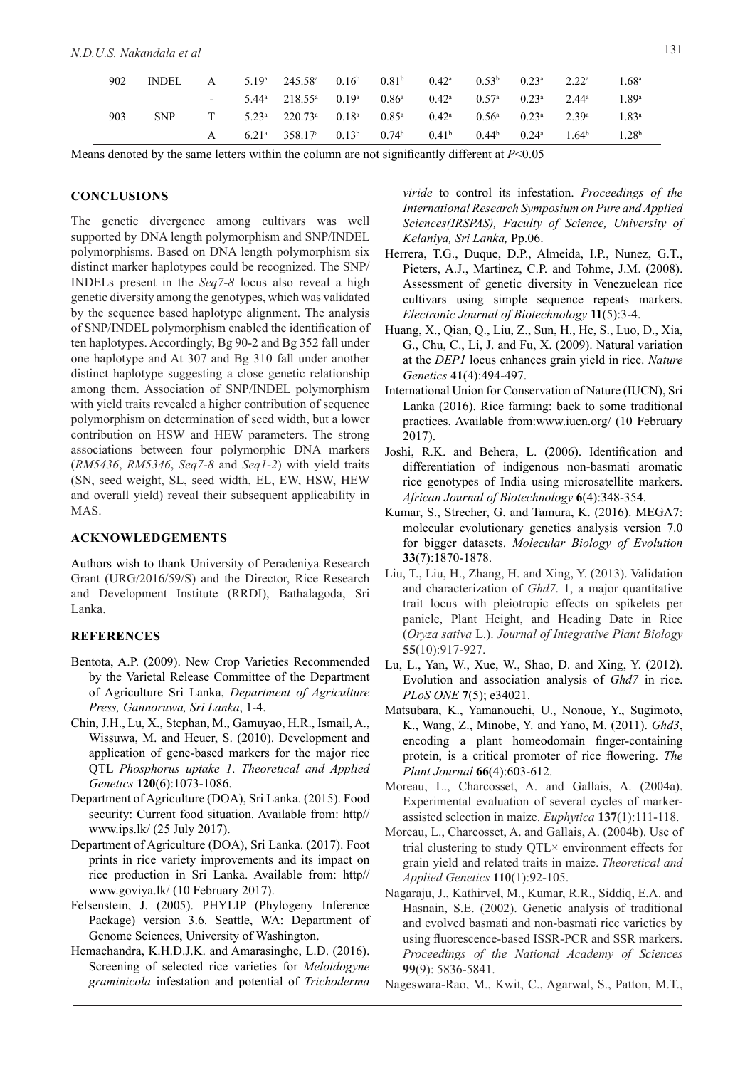| 902 | INDEL | A | 5.19[a] | 245.58[a] | 0.16[b] | 0.81[b] | 0.42[a] | 0.53[b] | 0.23[a] | 2.22[a] | 1.68[a] |
|---|---|---|---|---|---|---|---|---|---|---|---|
| | | - | 5.44[a] | 218.55[a] | 0.19[a] | 0.86[a] | 0.42[a] | 0.57[a] | 0.23[a] | 2.44[a] | 1.89[a] |
| 903 | SNP | T | 5.23[a] | 220.73[a] | 0.18[a] | 0.85[a] | 0.42[a] | 0.56[a] | 0.23[a] | 2.39[a] | 1.83[a] |
| | | A | 6.21[a] | 358.17[a] | 0.13[b] | 0.74[b] | 0.41[b] | 0.44[b] | 0.24[a] | 1.64[b] | 1.28[b] |

Means denoted by the same letters within the column are not significantly different at $P<0.05$

## CONCLUSIONS

The genetic divergence among cultivars was well supported by DNA length polymorphism and SNP/INDEL polymorphisms. Based on DNA length polymorphism six distinct marker haplotypes could be recognized. The SNP/INDELs present in the *Seq7-8* locus also reveal a high genetic diversity among the genotypes, which was validated by the sequence based haplotype alignment. The analysis of SNP/INDEL polymorphism enabled the identification of ten haplotypes. Accordingly, Bg 90-2 and Bg 352 fall under one haplotype and At 307 and Bg 310 fall under another distinct haplotype suggesting a close genetic relationship among them. Association of SNP/INDEL polymorphism with yield traits revealed a higher contribution of sequence polymorphism on determination of seed width, but a lower contribution on HSW and HEW parameters. The strong associations between four polymorphic DNA markers (*RM5436*, *RM5346*, *Seq7-8* and *Seq1-2*) with yield traits (SN, seed weight, SL, seed width, EL, EW, HSW, HEW and overall yield) reveal their subsequent applicability in MAS.

## ACKNOWLEDGEMENTS

Authors wish to thank University of Peradeniya Research Grant (URG/2016/59/S) and the Director, Rice Research and Development Institute (RRDI), Bathalagoda, Sri Lanka.

## REFERENCES

Bentota, A.P. (2009). New Crop Varieties Recommended by the Varietal Release Committee of the Department of Agriculture Sri Lanka, *Department of Agriculture Press, Gannoruwa, Sri Lanka*, 1-4.

Chin, J.H., Lu, X., Stephan, M., Gamuyao, H.R., Ismail, A., Wissuwa, M. and Heuer, S. (2010). Development and application of gene-based markers for the major rice QTL *Phosphorus uptake 1*. *Theoretical and Applied Genetics* **120**(6):1073-1086.

Department of Agriculture (DOA), Sri Lanka. (2015). Food security: Current food situation. Available from: http// www.ips.lk/ (25 July 2017).

Department of Agriculture (DOA), Sri Lanka. (2017). Foot prints in rice variety improvements and its impact on rice production in Sri Lanka. Available from: http// www.goviya.lk/ (10 February 2017).

Felsenstein, J. (2005). PHYLIP (Phylogeny Inference Package) version 3.6. Seattle, WA: Department of Genome Sciences, University of Washington.

Hemachandra, K.H.D.J.K. and Amarasinghe, L.D. (2016). Screening of selected rice varieties for *Meloidogyne graminicola* infestation and potential of *Trichoderma viride* to control its infestation. *Proceedings of the International Research Symposium on Pure and Applied Sciences(IRSPAS), Faculty of Science, University of Kelaniya, Sri Lanka,* Pp.06.

Herrera, T.G., Duque, D.P., Almeida, I.P., Nunez, G.T., Pieters, A.J., Martinez, C.P. and Tohme, J.M. (2008). Assessment of genetic diversity in Venezuelan rice cultivars using simple sequence repeats markers. *Electronic Journal of Biotechnology* **11**(5):3-4.

Huang, X., Qian, Q., Liu, Z., Sun, H., He, S., Luo, D., Xia, G., Chu, C., Li, J. and Fu, X. (2009). Natural variation at the *DEP1* locus enhances grain yield in rice. *Nature Genetics* **41**(4):494-497.

International Union for Conservation of Nature (IUCN), Sri Lanka (2016). Rice farming: back to some traditional practices. Available from:www.iucn.org/ (10 February 2017).

Joshi, R.K. and Behera, L. (2006). Identification and differentiation of indigenous non-basmati aromatic rice genotypes of India using microsatellite markers. *African Journal of Biotechnology* **6**(4):348-354.

Kumar, S., Strecher, G. and Tamura, K. (2016). MEGA7: molecular evolutionary genetics analysis version 7.0 for bigger datasets. *Molecular Biology of Evolution* **33**(7):1870-1878.

Liu, T., Liu, H., Zhang, H. and Xing, Y. (2013). Validation and characterization of *Ghd7*. 1, a major quantitative trait locus with pleiotropic effects on spikelets per panicle, Plant Height, and Heading Date in Rice (*Oryza sativa* L.). *Journal of Integrative Plant Biology* **55**(10):917-927.

Lu, L., Yan, W., Xue, W., Shao, D. and Xing, Y. (2012). Evolution and association analysis of *Ghd7* in rice. *PLoS ONE* **7**(5); e34021.

Matsubara, K., Yamanouchi, U., Nonoue, Y., Sugimoto, K., Wang, Z., Minobe, Y. and Yano, M. (2011). *Ghd3*, encoding a plant homeodomain finger-containing protein, is a critical promoter of rice flowering. *The Plant Journal* **66**(4):603-612.

Moreau, L., Charcosset, A. and Gallais, A. (2004a). Experimental evaluation of several cycles of marker-assisted selection in maize. *Euphytica* **137**(1):111-118.

Moreau, L., Charcosset, A. and Gallais, A. (2004b). Use of trial clustering to study QTL× environment effects for grain yield and related traits in maize. *Theoretical and Applied Genetics* **110**(1):92-105.

Nagaraju, J., Kathirvel, M., Kumar, R.R., Siddiq, E.A. and Hasnain, S.E. (2002). Genetic analysis of traditional and evolved basmati and non-basmati rice varieties by using fluorescence-based ISSR-PCR and SSR markers. *Proceedings of the National Academy of Sciences* **99**(9): 5836-5841.

Nageswara-Rao, M., Kwit, C., Agarwal, S., Patton, M.T.,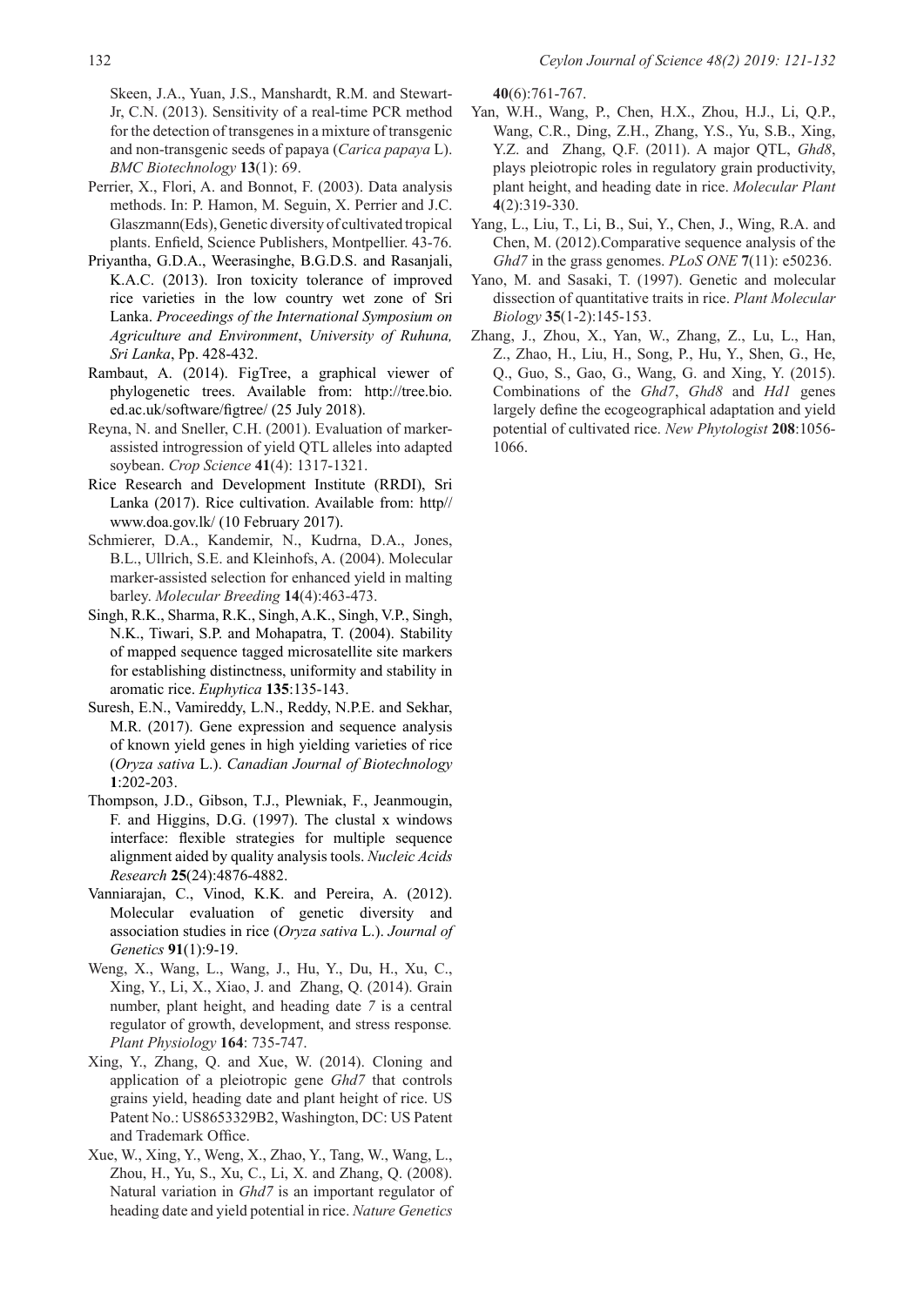Skeen, J.A., Yuan, J.S., Manshardt, R.M. and Stewart-Jr, C.N. (2013). Sensitivity of a real-time PCR method for the detection of transgenes in a mixture of transgenic and non-transgenic seeds of papaya (*Carica papaya* L). *BMC Biotechnology* **13**(1): 69.

Perrier, X., Flori, A. and Bonnot, F. (2003). Data analysis methods. In: P. Hamon, M. Seguin, X. Perrier and J.C. Glaszmann(Eds), Genetic diversity of cultivated tropical plants. Enfield, Science Publishers, Montpellier. 43-76.

Priyantha, G.D.A., Weerasinghe, B.G.D.S. and Rasanjali, K.A.C. (2013). Iron toxicity tolerance of improved rice varieties in the low country wet zone of Sri Lanka. *Proceedings of the International Symposium on Agriculture and Environment*, *University of Ruhuna, Sri Lanka*, Pp. 428-432.

Rambaut, A. (2014). FigTree, a graphical viewer of phylogenetic trees. Available from: http://tree.bio.ed.ac.uk/software/figtree/ (25 July 2018).

Reyna, N. and Sneller, C.H. (2001). Evaluation of marker-assisted introgression of yield QTL alleles into adapted soybean. *Crop Science* **41**(4): 1317-1321.

Rice Research and Development Institute (RRDI), Sri Lanka (2017). Rice cultivation. Available from: http// www.doa.gov.lk/ (10 February 2017).

Schmierer, D.A., Kandemir, N., Kudrna, D.A., Jones, B.L., Ullrich, S.E. and Kleinhofs, A. (2004). Molecular marker-assisted selection for enhanced yield in malting barley. *Molecular Breeding* **14**(4):463-473.

Singh, R.K., Sharma, R.K., Singh, A.K., Singh, V.P., Singh, N.K., Tiwari, S.P. and Mohapatra, T. (2004). Stability of mapped sequence tagged microsatellite site markers for establishing distinctness, uniformity and stability in aromatic rice. *Euphytica* **135**:135-143.

Suresh, E.N., Vamireddy, L.N., Reddy, N.P.E. and Sekhar, M.R. (2017). Gene expression and sequence analysis of known yield genes in high yielding varieties of rice (*Oryza sativa* L.). *Canadian Journal of Biotechnology* **1**:202-203.

Thompson, J.D., Gibson, T.J., Plewniak, F., Jeanmougin, F. and Higgins, D.G. (1997). The clustal x windows interface: flexible strategies for multiple sequence alignment aided by quality analysis tools. *Nucleic Acids Research* **25**(24):4876-4882.

Vanniarajan, C., Vinod, K.K. and Pereira, A. (2012). Molecular evaluation of genetic diversity and association studies in rice (*Oryza sativa* L.). *Journal of Genetics* **91**(1):9-19.

Weng, X., Wang, L., Wang, J., Hu, Y., Du, H., Xu, C., Xing, Y., Li, X., Xiao, J. and Zhang, Q. (2014). Grain number, plant height, and heading date *7* is a central regulator of growth, development, and stress response*.* *Plant Physiology* **164**: 735-747.

Xing, Y., Zhang, Q. and Xue, W. (2014). Cloning and application of a pleiotropic gene *Ghd7* that controls grains yield, heading date and plant height of rice. US Patent No.: US8653329B2, Washington, DC: US Patent and Trademark Office.

Xue, W., Xing, Y., Weng, X., Zhao, Y., Tang, W., Wang, L., Zhou, H., Yu, S., Xu, C., Li, X. and Zhang, Q. (2008). Natural variation in *Ghd7* is an important regulator of heading date and yield potential in rice. *Nature Genetics* **40**(6):761-767.

Yan, W.H., Wang, P., Chen, H.X., Zhou, H.J., Li, Q.P., Wang, C.R., Ding, Z.H., Zhang, Y.S., Yu, S.B., Xing, Y.Z. and Zhang, Q.F. (2011). A major QTL, *Ghd8*, plays pleiotropic roles in regulatory grain productivity, plant height, and heading date in rice. *Molecular Plant* **4**(2):319-330.

Yang, L., Liu, T., Li, B., Sui, Y., Chen, J., Wing, R.A. and Chen, M. (2012).Comparative sequence analysis of the *Ghd7* in the grass genomes. *PLoS ONE* **7**(11): e50236.

Yano, M. and Sasaki, T. (1997). Genetic and molecular dissection of quantitative traits in rice. *Plant Molecular Biology* **35**(1-2):145-153.

Zhang, J., Zhou, X., Yan, W., Zhang, Z., Lu, L., Han, Z., Zhao, H., Liu, H., Song, P., Hu, Y., Shen, G., He, Q., Guo, S., Gao, G., Wang, G. and Xing, Y. (2015). Combinations of the *Ghd7*, *Ghd8* and *Hd1* genes largely define the ecogeographical adaptation and yield potential of cultivated rice. *New Phytologist* **208**:1056-1066.